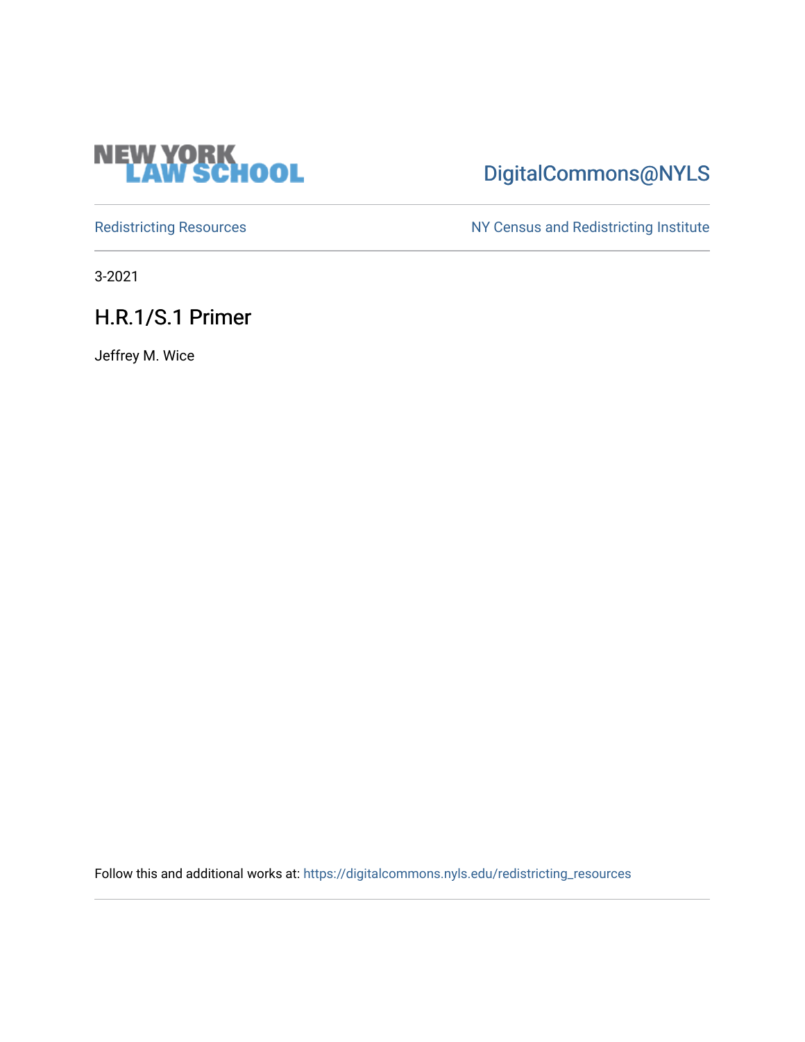NEW YORK LAW SCHOOL

DigitalCommons@NYLS

Redistricting Resources

NY Census and Redistricting Institute

3-2021

# H.R.1/S.1 Primer

Jeffrey M. Wice

Follow this and additional works at: https://digitalcommons.nyls.edu/redistricting_resources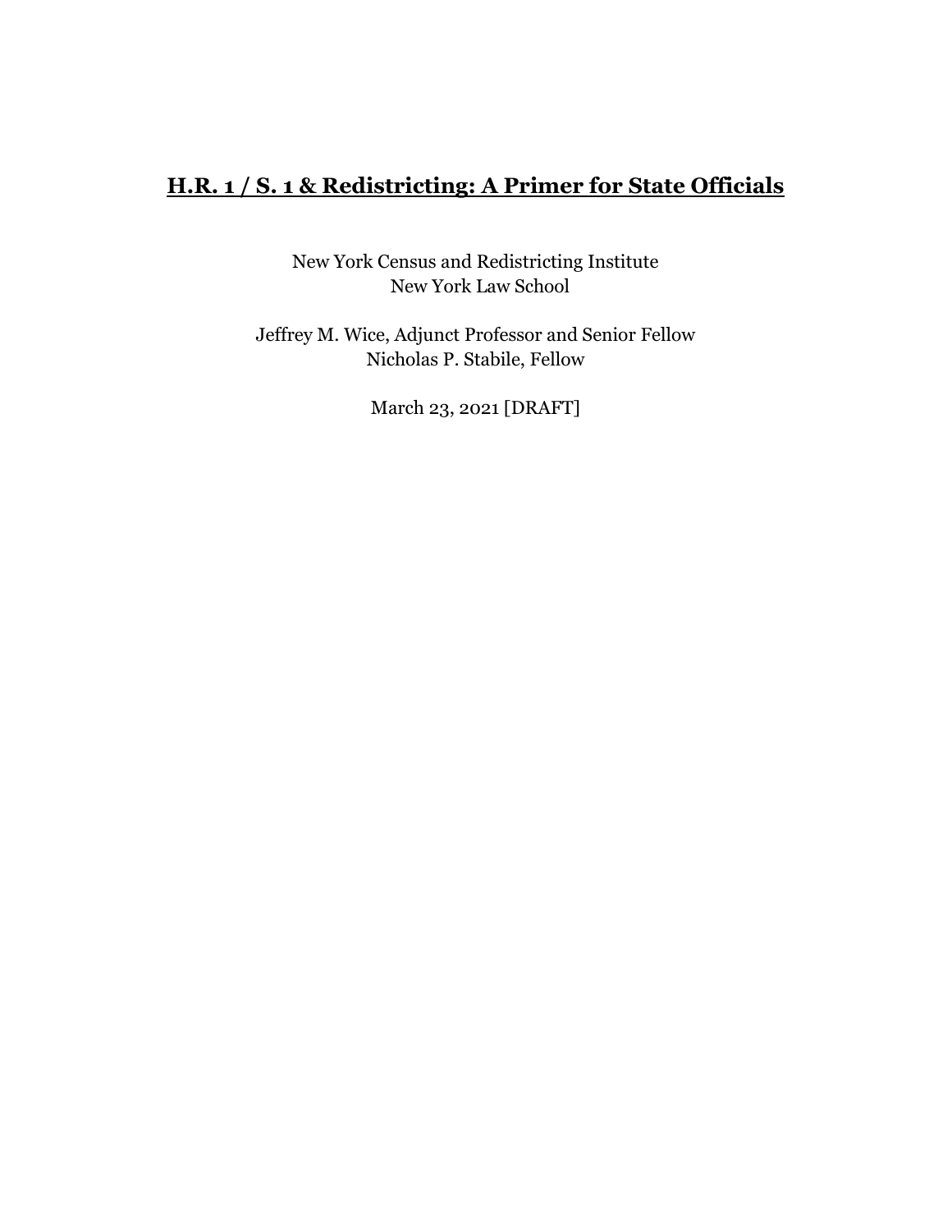# H.R. 1 / S. 1 & Redistricting: A Primer for State Officials

New York Census and Redistricting Institute
New York Law School

Jeffrey M. Wice, Adjunct Professor and Senior Fellow
Nicholas P. Stabile, Fellow

March 23, 2021 [DRAFT]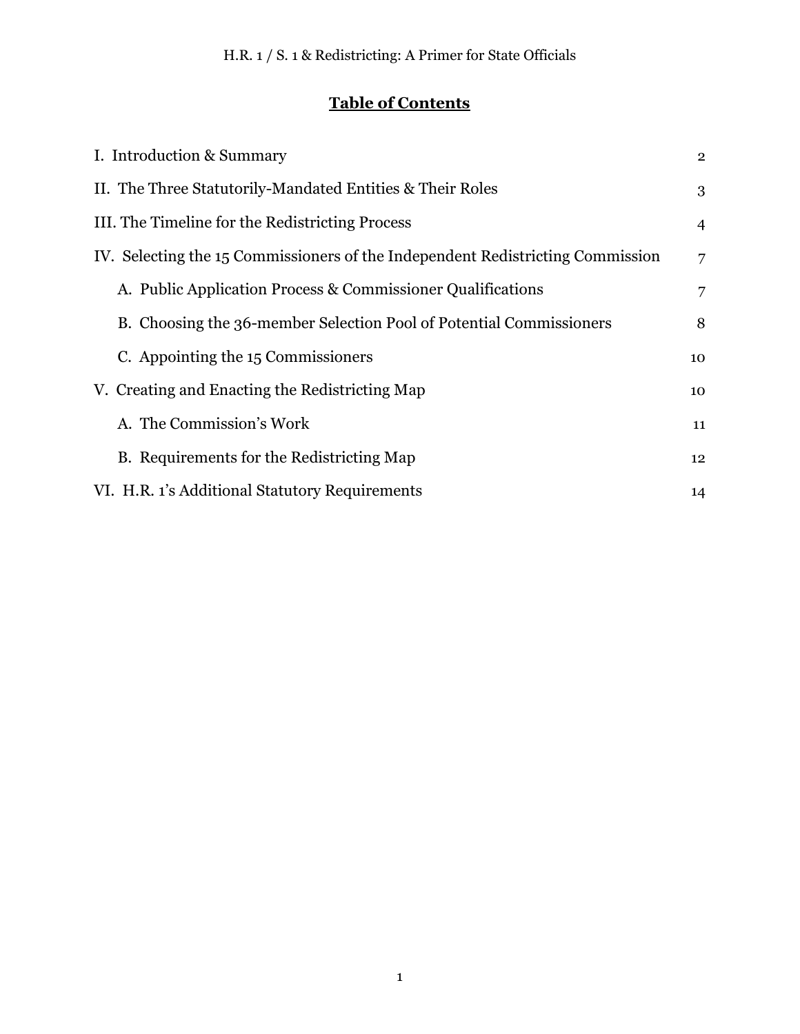# Table of Contents

| | |
|---|---|
| I. Introduction & Summary | 2 |
| II. The Three Statutorily-Mandated Entities & Their Roles | 3 |
| III. The Timeline for the Redistricting Process | 4 |
| IV. Selecting the 15 Commissioners of the Independent Redistricting Commission | 7 |
| A. Public Application Process & Commissioner Qualifications | 7 |
| B. Choosing the 36-member Selection Pool of Potential Commissioners | 8 |
| C. Appointing the 15 Commissioners | 10 |
| V. Creating and Enacting the Redistricting Map | 10 |
| A. The Commission's Work | 11 |
| B. Requirements for the Redistricting Map | 12 |
| VI. H.R. 1's Additional Statutory Requirements | 14 |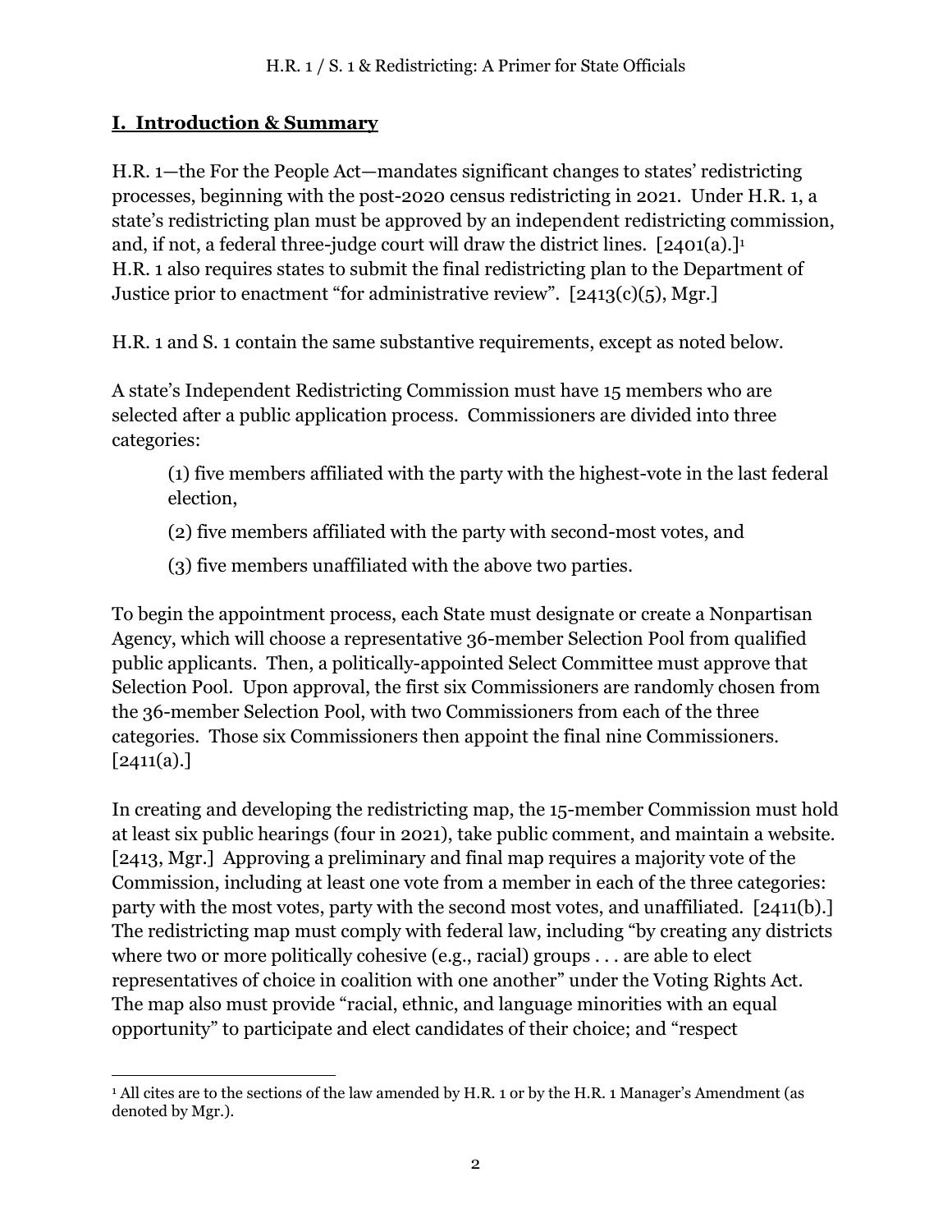## I. Introduction & Summary

H.R. 1—the For the People Act—mandates significant changes to states' redistricting processes, beginning with the post-2020 census redistricting in 2021. Under H.R. 1, a state's redistricting plan must be approved by an independent redistricting commission, and, if not, a federal three-judge court will draw the district lines. [2401(a).][1] H.R. 1 also requires states to submit the final redistricting plan to the Department of Justice prior to enactment "for administrative review". [2413(c)(5), Mgr.]

H.R. 1 and S. 1 contain the same substantive requirements, except as noted below.

A state's Independent Redistricting Commission must have 15 members who are selected after a public application process. Commissioners are divided into three categories:

(1) five members affiliated with the party with the highest-vote in the last federal election,

(2) five members affiliated with the party with second-most votes, and

(3) five members unaffiliated with the above two parties.

To begin the appointment process, each State must designate or create a Nonpartisan Agency, which will choose a representative 36-member Selection Pool from qualified public applicants. Then, a politically-appointed Select Committee must approve that Selection Pool. Upon approval, the first six Commissioners are randomly chosen from the 36-member Selection Pool, with two Commissioners from each of the three categories. Those six Commissioners then appoint the final nine Commissioners. [2411(a).]

In creating and developing the redistricting map, the 15-member Commission must hold at least six public hearings (four in 2021), take public comment, and maintain a website. [2413, Mgr.] Approving a preliminary and final map requires a majority vote of the Commission, including at least one vote from a member in each of the three categories: party with the most votes, party with the second most votes, and unaffiliated. [2411(b).] The redistricting map must comply with federal law, including "by creating any districts where two or more politically cohesive (e.g., racial) groups . . . are able to elect representatives of choice in coalition with one another" under the Voting Rights Act. The map also must provide "racial, ethnic, and language minorities with an equal opportunity" to participate and elect candidates of their choice; and "respect

[1] All cites are to the sections of the law amended by H.R. 1 or by the H.R. 1 Manager's Amendment (as denoted by Mgr.).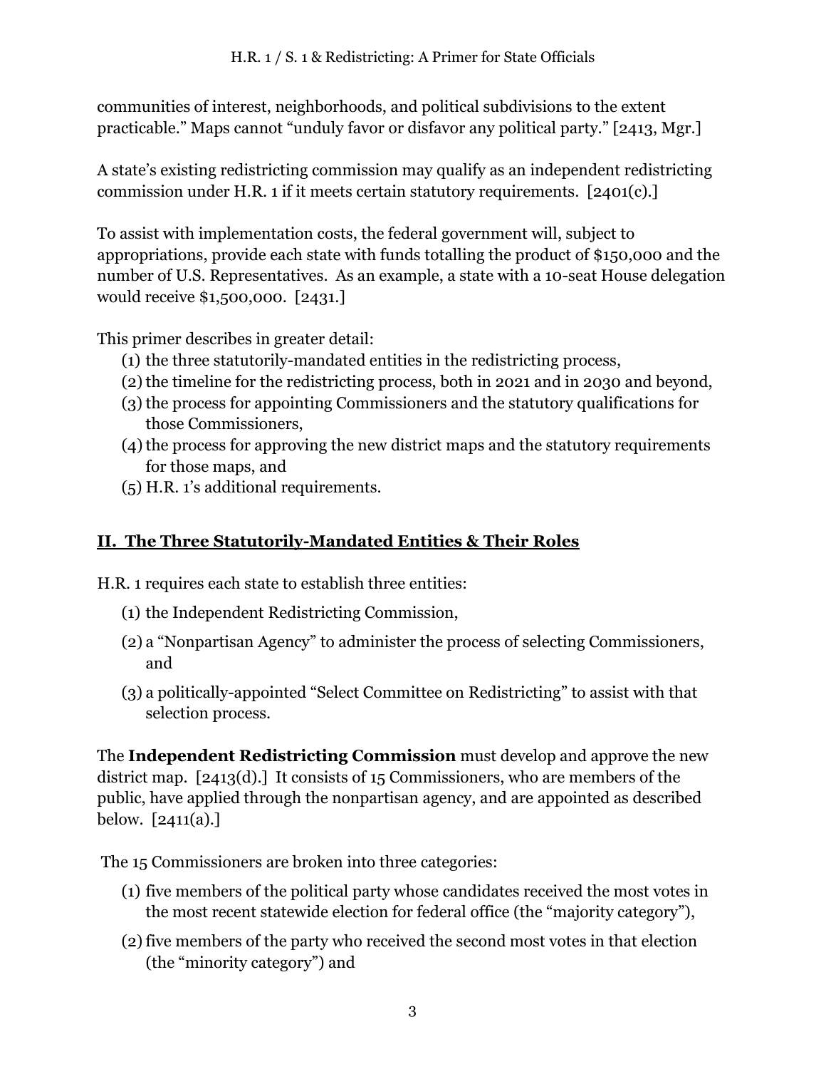communities of interest, neighborhoods, and political subdivisions to the extent practicable." Maps cannot "unduly favor or disfavor any political party." [2413, Mgr.]

A state's existing redistricting commission may qualify as an independent redistricting commission under H.R. 1 if it meets certain statutory requirements. [2401(c).]

To assist with implementation costs, the federal government will, subject to appropriations, provide each state with funds totalling the product of $150,000 and the number of U.S. Representatives. As an example, a state with a 10-seat House delegation would receive $1,500,000. [2431.]

This primer describes in greater detail:

(1) the three statutorily-mandated entities in the redistricting process,
(2) the timeline for the redistricting process, both in 2021 and in 2030 and beyond,
(3) the process for appointing Commissioners and the statutory qualifications for those Commissioners,
(4) the process for approving the new district maps and the statutory requirements for those maps, and
(5) H.R. 1's additional requirements.

## II. The Three Statutorily-Mandated Entities & Their Roles

H.R. 1 requires each state to establish three entities:

(1) the Independent Redistricting Commission,
(2) a "Nonpartisan Agency" to administer the process of selecting Commissioners, and
(3) a politically-appointed "Select Committee on Redistricting" to assist with that selection process.

The **Independent Redistricting Commission** must develop and approve the new district map. [2413(d).] It consists of 15 Commissioners, who are members of the public, have applied through the nonpartisan agency, and are appointed as described below. [2411(a).]

The 15 Commissioners are broken into three categories:

(1) five members of the political party whose candidates received the most votes in the most recent statewide election for federal office (the "majority category"),
(2) five members of the party who received the second most votes in that election (the "minority category") and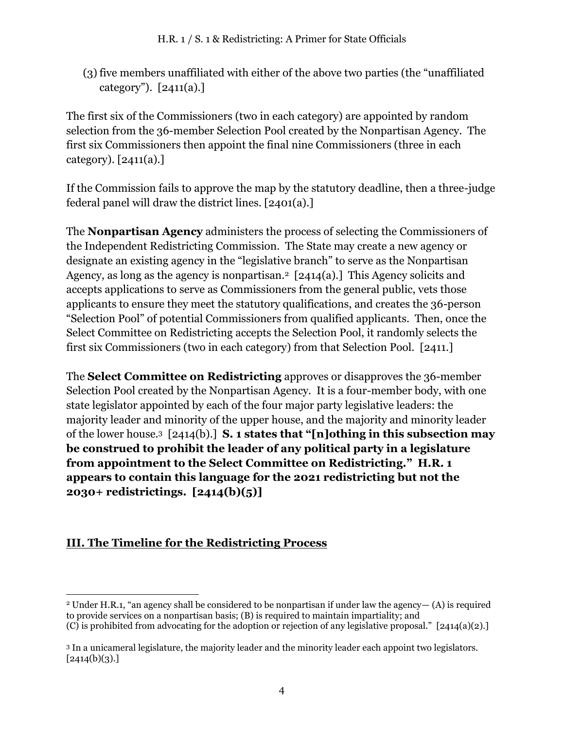(3) five members unaffiliated with either of the above two parties (the "unaffiliated category"). [2411(a).]

The first six of the Commissioners (two in each category) are appointed by random selection from the 36-member Selection Pool created by the Nonpartisan Agency. The first six Commissioners then appoint the final nine Commissioners (three in each category). [2411(a).]

If the Commission fails to approve the map by the statutory deadline, then a three-judge federal panel will draw the district lines. [2401(a).]

The **Nonpartisan Agency** administers the process of selecting the Commissioners of the Independent Redistricting Commission. The State may create a new agency or designate an existing agency in the "legislative branch" to serve as the Nonpartisan Agency, as long as the agency is nonpartisan.[2] [2414(a).] This Agency solicits and accepts applications to serve as Commissioners from the general public, vets those applicants to ensure they meet the statutory qualifications, and creates the 36-person "Selection Pool" of potential Commissioners from qualified applicants. Then, once the Select Committee on Redistricting accepts the Selection Pool, it randomly selects the first six Commissioners (two in each category) from that Selection Pool. [2411.]

The **Select Committee on Redistricting** approves or disapproves the 36-member Selection Pool created by the Nonpartisan Agency. It is a four-member body, with one state legislator appointed by each of the four major party legislative leaders: the majority leader and minority of the upper house, and the majority and minority leader of the lower house.[3] [2414(b).] **S. 1 states that "[n]othing in this subsection may be construed to prohibit the leader of any political party in a legislature from appointment to the Select Committee on Redistricting." H.R. 1 appears to contain this language for the 2021 redistricting but not the 2030+ redistrictings. [2414(b)(5)]**

## III. The Timeline for the Redistricting Process

[2] Under H.R.1, "an agency shall be considered to be nonpartisan if under law the agency— (A) is required to provide services on a nonpartisan basis; (B) is required to maintain impartiality; and (C) is prohibited from advocating for the adoption or rejection of any legislative proposal." [2414(a)(2).]

[3] In a unicameral legislature, the majority leader and the minority leader each appoint two legislators. [2414(b)(3).]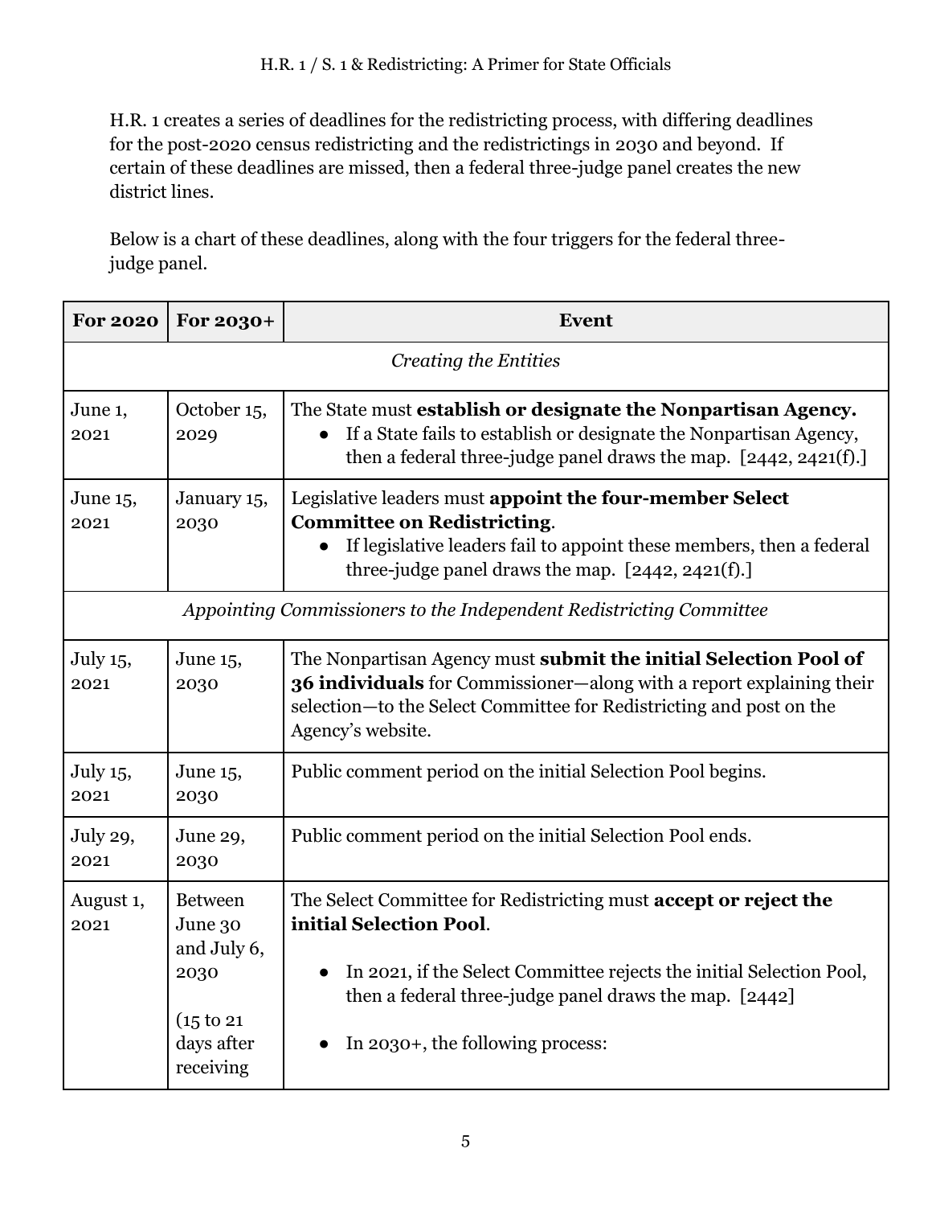H.R. 1 creates a series of deadlines for the redistricting process, with differing deadlines for the post-2020 census redistricting and the redistrictings in 2030 and beyond. If certain of these deadlines are missed, then a federal three-judge panel creates the new district lines.

Below is a chart of these deadlines, along with the four triggers for the federal three-judge panel.

| For 2020 | For 2030+ | Event |
|---|---|---|
| | | *Creating the Entities* |
| June 1, 2021 | October 15, 2029 | The State must **establish or designate the Nonpartisan Agency.**<br>• If a State fails to establish or designate the Nonpartisan Agency, then a federal three-judge panel draws the map. [2442, 2421(f).] |
| June 15, 2021 | January 15, 2030 | Legislative leaders must **appoint the four-member Select Committee on Redistricting**.<br>• If legislative leaders fail to appoint these members, then a federal three-judge panel draws the map. [2442, 2421(f).] |
| | | *Appointing Commissioners to the Independent Redistricting Committee* |
| July 15, 2021 | June 15, 2030 | The Nonpartisan Agency must **submit the initial Selection Pool of 36 individuals** for Commissioner—along with a report explaining their selection—to the Select Committee for Redistricting and post on the Agency's website. |
| July 15, 2021 | June 15, 2030 | Public comment period on the initial Selection Pool begins. |
| July 29, 2021 | June 29, 2030 | Public comment period on the initial Selection Pool ends. |
| August 1, 2021 | Between June 30 and July 6, 2030<br><br>(15 to 21 days after receiving | The Select Committee for Redistricting must **accept or reject the initial Selection Pool**.<br><br>• In 2021, if the Select Committee rejects the initial Selection Pool, then a federal three-judge panel draws the map. [2442]<br><br>• In 2030+, the following process: |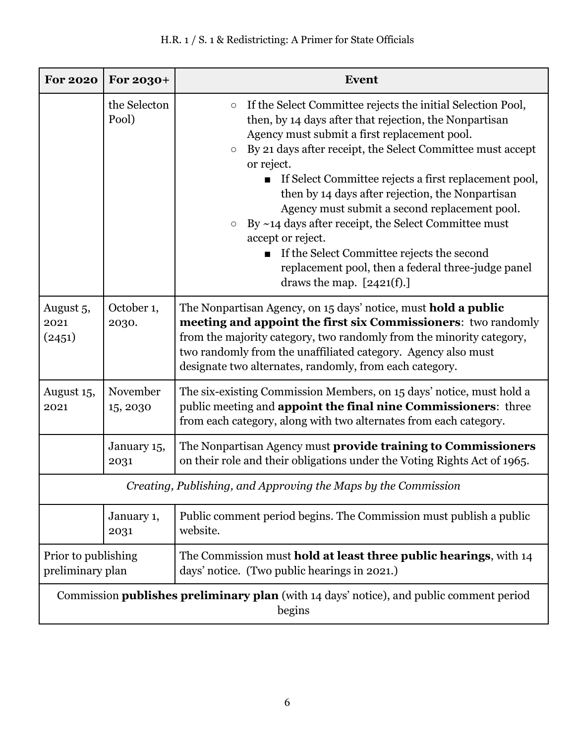| For 2020 | For 2030+ | Event |
|---|---|---|
| | the Selecton Pool) | ○ If the Select Committee rejects the initial Selection Pool, then, by 14 days after that rejection, the Nonpartisan Agency must submit a first replacement pool.<br>○ By 21 days after receipt, the Select Committee must accept or reject.<br>&nbsp;&nbsp;&nbsp;&nbsp;■ If Select Committee rejects a first replacement pool, then by 14 days after rejection, the Nonpartisan Agency must submit a second replacement pool.<br>○ By ~14 days after receipt, the Select Committee must accept or reject.<br>&nbsp;&nbsp;&nbsp;&nbsp;■ If the Select Committee rejects the second replacement pool, then a federal three-judge panel draws the map. [2421(f).] |
| August 5, 2021 (2451) | October 1, 2030. | The Nonpartisan Agency, on 15 days' notice, must **hold a public meeting and appoint the first six Commissioners**: two randomly from the majority category, two randomly from the minority category, two randomly from the unaffiliated category. Agency also must designate two alternates, randomly, from each category. |
| August 15, 2021 | November 15, 2030 | The six-existing Commission Members, on 15 days' notice, must hold a public meeting and **appoint the final nine Commissioners**: three from each category, along with two alternates from each category. |
| | January 15, 2031 | The Nonpartisan Agency must **provide training to Commissioners** on their role and their obligations under the Voting Rights Act of 1965. |
| *Creating, Publishing, and Approving the Maps by the Commission* | | |
| | January 1, 2031 | Public comment period begins. The Commission must publish a public website. |
| Prior to publishing preliminary plan | | The Commission must **hold at least three public hearings**, with 14 days' notice. (Two public hearings in 2021.) |
| Commission **publishes preliminary plan** (with 14 days' notice), and public comment period begins | | |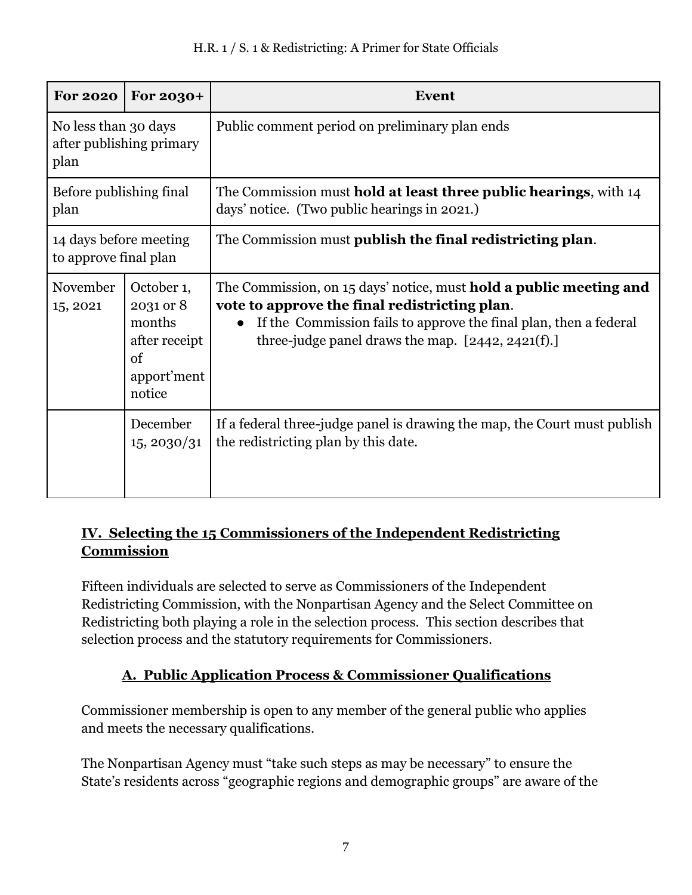| For 2020 | For 2030+ | Event |
|---|---|---|
| No less than 30 days after publishing primary plan | | Public comment period on preliminary plan ends |
| Before publishing final plan | | The Commission must **hold at least three public hearings**, with 14 days' notice. (Two public hearings in 2021.) |
| 14 days before meeting to approve final plan | | The Commission must **publish the final redistricting plan**. |
| November 15, 2021 | October 1, 2031 or 8 months after receipt of apport'ment notice | The Commission, on 15 days' notice, must **hold a public meeting and vote to approve the final redistricting plan**. <br>● If the Commission fails to approve the final plan, then a federal three-judge panel draws the map. [2442, 2421(f).] |
| | December 15, 2030/31 | If a federal three-judge panel is drawing the map, the Court must publish the redistricting plan by this date. |

## IV. Selecting the 15 Commissioners of the Independent Redistricting Commission

Fifteen individuals are selected to serve as Commissioners of the Independent Redistricting Commission, with the Nonpartisan Agency and the Select Committee on Redistricting both playing a role in the selection process. This section describes that selection process and the statutory requirements for Commissioners.

### A. Public Application Process & Commissioner Qualifications

Commissioner membership is open to any member of the general public who applies and meets the necessary qualifications.

The Nonpartisan Agency must "take such steps as may be necessary" to ensure the State's residents across "geographic regions and demographic groups" are aware of the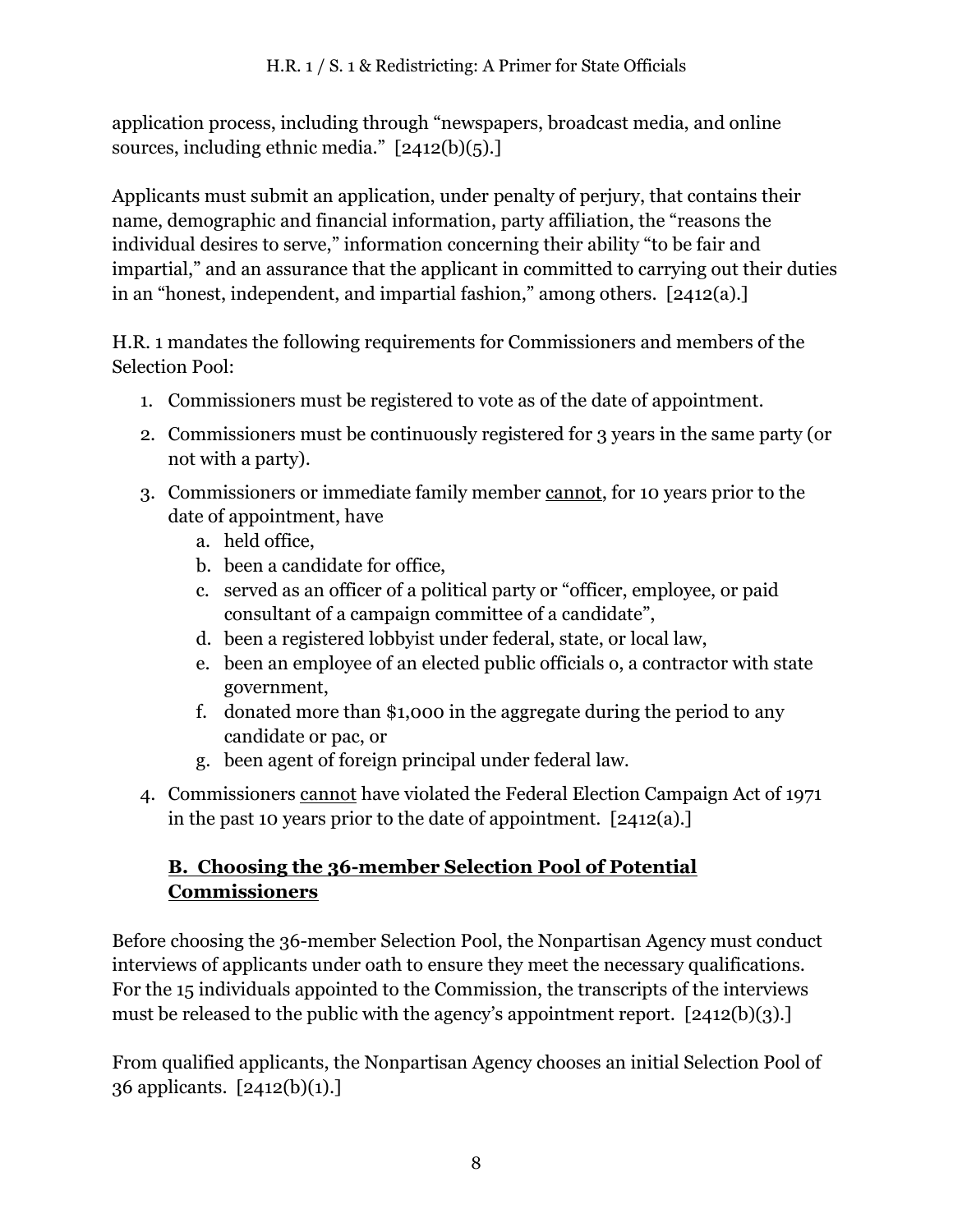application process, including through "newspapers, broadcast media, and online sources, including ethnic media." [2412(b)(5).]

Applicants must submit an application, under penalty of perjury, that contains their name, demographic and financial information, party affiliation, the "reasons the individual desires to serve," information concerning their ability "to be fair and impartial," and an assurance that the applicant in committed to carrying out their duties in an "honest, independent, and impartial fashion," among others. [2412(a).]

H.R. 1 mandates the following requirements for Commissioners and members of the Selection Pool:

1. Commissioners must be registered to vote as of the date of appointment.
2. Commissioners must be continuously registered for 3 years in the same party (or not with a party).
3. Commissioners or immediate family member <u>cannot</u>, for 10 years prior to the date of appointment, have
   a. held office,
   b. been a candidate for office,
   c. served as an officer of a political party or "officer, employee, or paid consultant of a campaign committee of a candidate",
   d. been a registered lobbyist under federal, state, or local law,
   e. been an employee of an elected public officials o, a contractor with state government,
   f. donated more than $1,000 in the aggregate during the period to any candidate or pac, or
   g. been agent of foreign principal under federal law.
4. Commissioners <u>cannot</u> have violated the Federal Election Campaign Act of 1971 in the past 10 years prior to the date of appointment. [2412(a).]

### B. Choosing the 36-member Selection Pool of Potential Commissioners

Before choosing the 36-member Selection Pool, the Nonpartisan Agency must conduct interviews of applicants under oath to ensure they meet the necessary qualifications. For the 15 individuals appointed to the Commission, the transcripts of the interviews must be released to the public with the agency's appointment report. [2412(b)(3).]

From qualified applicants, the Nonpartisan Agency chooses an initial Selection Pool of 36 applicants. [2412(b)(1).]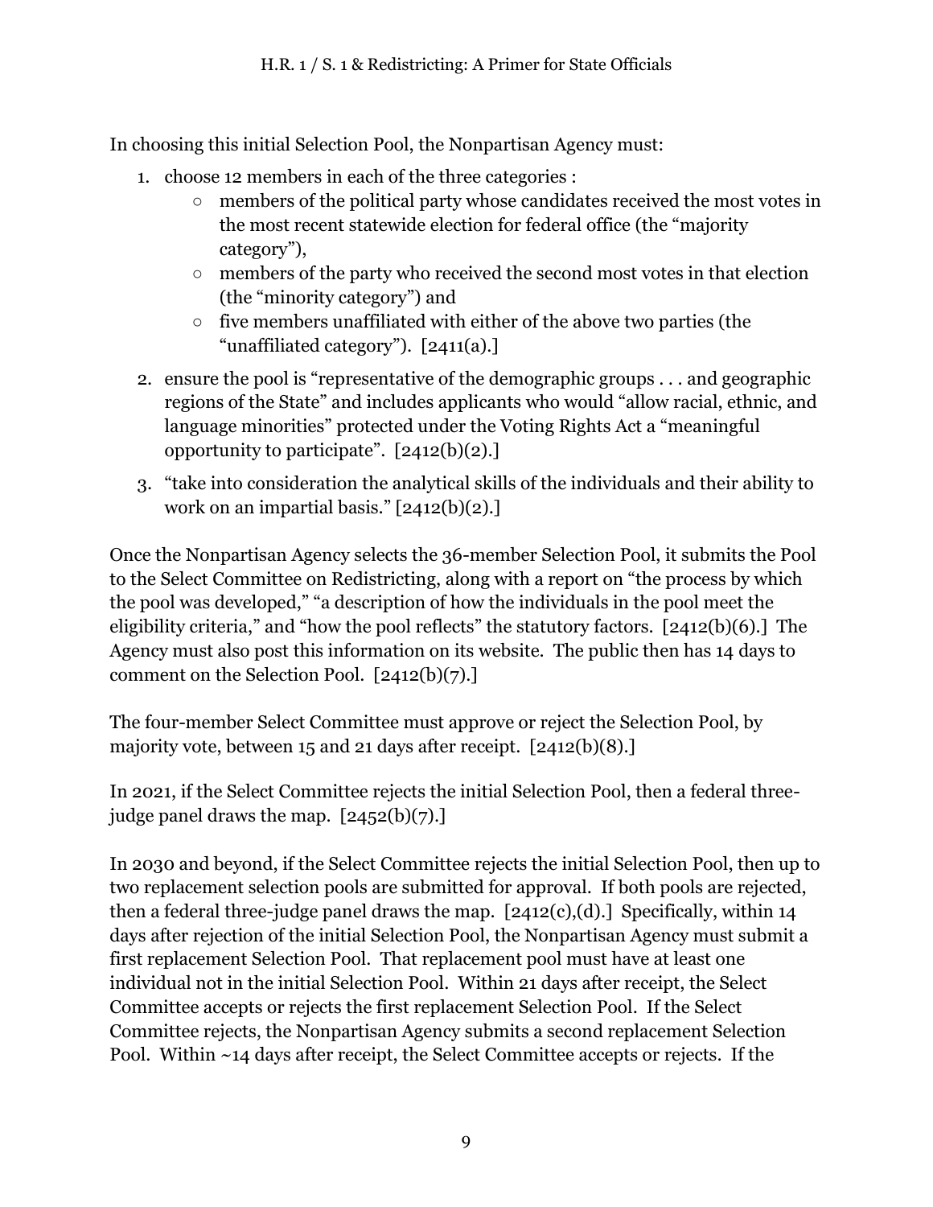In choosing this initial Selection Pool, the Nonpartisan Agency must:

1. choose 12 members in each of the three categories :
    - members of the political party whose candidates received the most votes in the most recent statewide election for federal office (the "majority category"),
    - members of the party who received the second most votes in that election (the "minority category") and
    - five members unaffiliated with either of the above two parties (the "unaffiliated category"). [2411(a).]
2. ensure the pool is "representative of the demographic groups . . . and geographic regions of the State" and includes applicants who would "allow racial, ethnic, and language minorities" protected under the Voting Rights Act a "meaningful opportunity to participate". [2412(b)(2).]
3. "take into consideration the analytical skills of the individuals and their ability to work on an impartial basis." [2412(b)(2).]

Once the Nonpartisan Agency selects the 36-member Selection Pool, it submits the Pool to the Select Committee on Redistricting, along with a report on "the process by which the pool was developed," "a description of how the individuals in the pool meet the eligibility criteria," and "how the pool reflects" the statutory factors. [2412(b)(6).] The Agency must also post this information on its website. The public then has 14 days to comment on the Selection Pool. [2412(b)(7).]

The four-member Select Committee must approve or reject the Selection Pool, by majority vote, between 15 and 21 days after receipt. [2412(b)(8).]

In 2021, if the Select Committee rejects the initial Selection Pool, then a federal three-judge panel draws the map. [2452(b)(7).]

In 2030 and beyond, if the Select Committee rejects the initial Selection Pool, then up to two replacement selection pools are submitted for approval. If both pools are rejected, then a federal three-judge panel draws the map. [2412(c),(d).] Specifically, within 14 days after rejection of the initial Selection Pool, the Nonpartisan Agency must submit a first replacement Selection Pool. That replacement pool must have at least one individual not in the initial Selection Pool. Within 21 days after receipt, the Select Committee accepts or rejects the first replacement Selection Pool. If the Select Committee rejects, the Nonpartisan Agency submits a second replacement Selection Pool. Within ~14 days after receipt, the Select Committee accepts or rejects. If the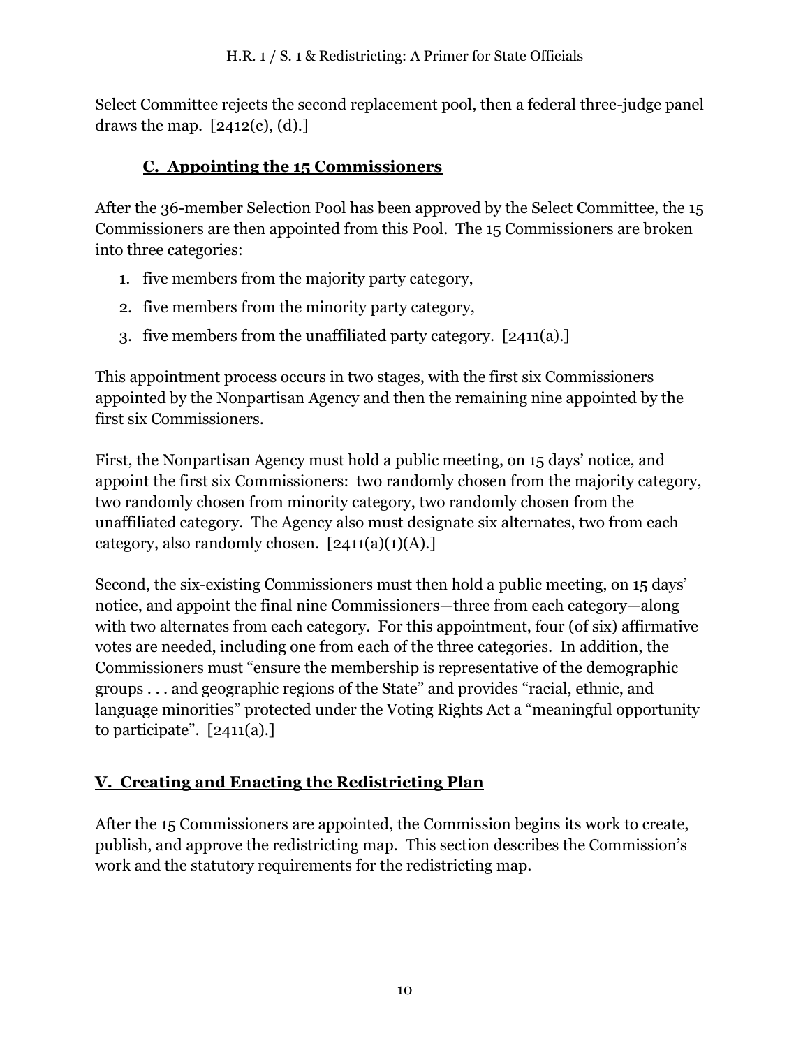Select Committee rejects the second replacement pool, then a federal three-judge panel draws the map. [2412(c), (d).]

### C. Appointing the 15 Commissioners

After the 36-member Selection Pool has been approved by the Select Committee, the 15 Commissioners are then appointed from this Pool. The 15 Commissioners are broken into three categories:

1. five members from the majority party category,
2. five members from the minority party category,
3. five members from the unaffiliated party category. [2411(a).]

This appointment process occurs in two stages, with the first six Commissioners appointed by the Nonpartisan Agency and then the remaining nine appointed by the first six Commissioners.

First, the Nonpartisan Agency must hold a public meeting, on 15 days' notice, and appoint the first six Commissioners: two randomly chosen from the majority category, two randomly chosen from minority category, two randomly chosen from the unaffiliated category. The Agency also must designate six alternates, two from each category, also randomly chosen. [2411(a)(1)(A).]

Second, the six-existing Commissioners must then hold a public meeting, on 15 days' notice, and appoint the final nine Commissioners—three from each category—along with two alternates from each category. For this appointment, four (of six) affirmative votes are needed, including one from each of the three categories. In addition, the Commissioners must "ensure the membership is representative of the demographic groups . . . and geographic regions of the State" and provides "racial, ethnic, and language minorities" protected under the Voting Rights Act a "meaningful opportunity to participate". [2411(a).]

## V. Creating and Enacting the Redistricting Plan

After the 15 Commissioners are appointed, the Commission begins its work to create, publish, and approve the redistricting map. This section describes the Commission's work and the statutory requirements for the redistricting map.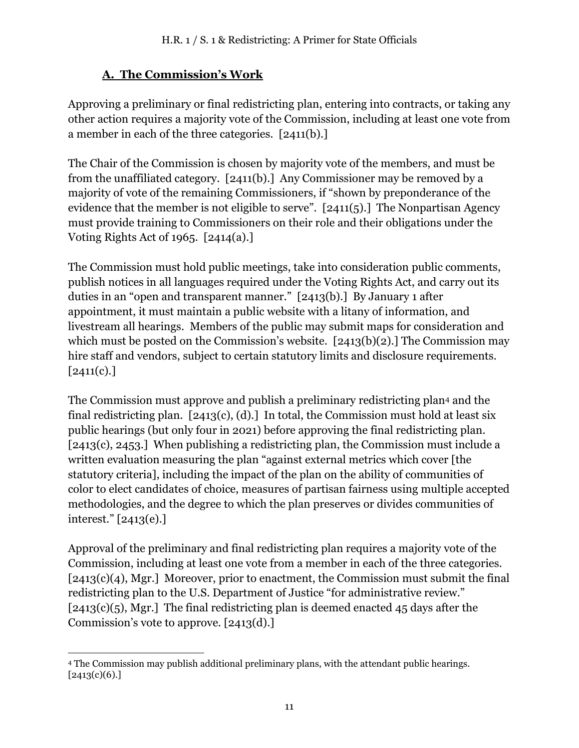### A. The Commission's Work

Approving a preliminary or final redistricting plan, entering into contracts, or taking any other action requires a majority vote of the Commission, including at least one vote from a member in each of the three categories. [2411(b).]

The Chair of the Commission is chosen by majority vote of the members, and must be from the unaffiliated category. [2411(b).] Any Commissioner may be removed by a majority of vote of the remaining Commissioners, if "shown by preponderance of the evidence that the member is not eligible to serve". [2411(5).] The Nonpartisan Agency must provide training to Commissioners on their role and their obligations under the Voting Rights Act of 1965. [2414(a).]

The Commission must hold public meetings, take into consideration public comments, publish notices in all languages required under the Voting Rights Act, and carry out its duties in an "open and transparent manner." [2413(b).] By January 1 after appointment, it must maintain a public website with a litany of information, and livestream all hearings. Members of the public may submit maps for consideration and which must be posted on the Commission's website. [2413(b)(2).] The Commission may hire staff and vendors, subject to certain statutory limits and disclosure requirements. [2411(c).]

The Commission must approve and publish a preliminary redistricting plan[4] and the final redistricting plan. [2413(c), (d).] In total, the Commission must hold at least six public hearings (but only four in 2021) before approving the final redistricting plan. [2413(c), 2453.] When publishing a redistricting plan, the Commission must include a written evaluation measuring the plan "against external metrics which cover [the statutory criteria], including the impact of the plan on the ability of communities of color to elect candidates of choice, measures of partisan fairness using multiple accepted methodologies, and the degree to which the plan preserves or divides communities of interest." [2413(e).]

Approval of the preliminary and final redistricting plan requires a majority vote of the Commission, including at least one vote from a member in each of the three categories. [2413(c)(4), Mgr.] Moreover, prior to enactment, the Commission must submit the final redistricting plan to the U.S. Department of Justice "for administrative review." [2413(c)(5), Mgr.] The final redistricting plan is deemed enacted 45 days after the Commission's vote to approve. [2413(d).]

[4] The Commission may publish additional preliminary plans, with the attendant public hearings. [2413(c)(6).]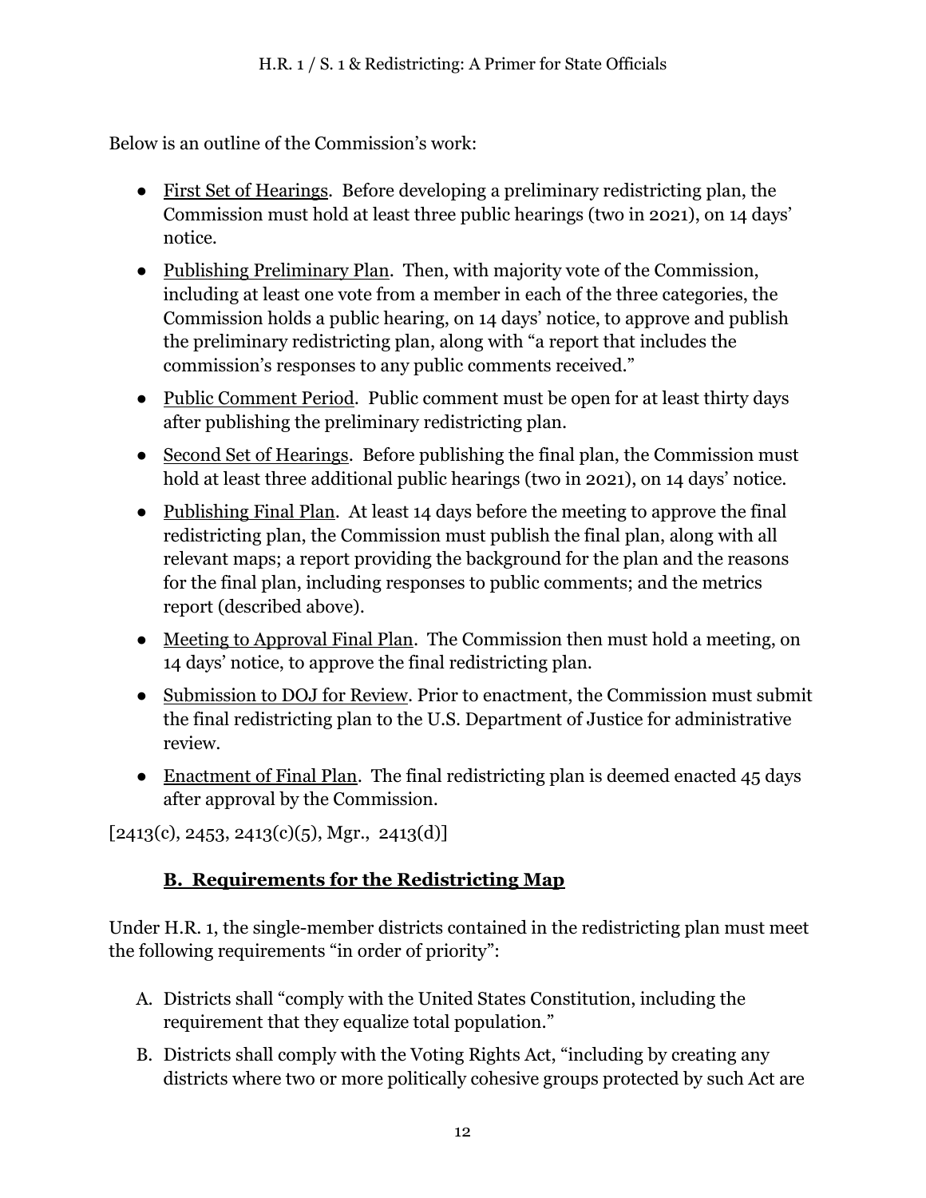Below is an outline of the Commission's work:

- First Set of Hearings. Before developing a preliminary redistricting plan, the Commission must hold at least three public hearings (two in 2021), on 14 days' notice.
- Publishing Preliminary Plan. Then, with majority vote of the Commission, including at least one vote from a member in each of the three categories, the Commission holds a public hearing, on 14 days' notice, to approve and publish the preliminary redistricting plan, along with "a report that includes the commission's responses to any public comments received."
- Public Comment Period. Public comment must be open for at least thirty days after publishing the preliminary redistricting plan.
- Second Set of Hearings. Before publishing the final plan, the Commission must hold at least three additional public hearings (two in 2021), on 14 days' notice.
- Publishing Final Plan. At least 14 days before the meeting to approve the final redistricting plan, the Commission must publish the final plan, along with all relevant maps; a report providing the background for the plan and the reasons for the final plan, including responses to public comments; and the metrics report (described above).
- Meeting to Approval Final Plan. The Commission then must hold a meeting, on 14 days' notice, to approve the final redistricting plan.
- Submission to DOJ for Review. Prior to enactment, the Commission must submit the final redistricting plan to the U.S. Department of Justice for administrative review.
- Enactment of Final Plan. The final redistricting plan is deemed enacted 45 days after approval by the Commission.

[2413(c), 2453, 2413(c)(5), Mgr., 2413(d)]

## B. Requirements for the Redistricting Map

Under H.R. 1, the single-member districts contained in the redistricting plan must meet the following requirements "in order of priority":

A. Districts shall "comply with the United States Constitution, including the requirement that they equalize total population."
B. Districts shall comply with the Voting Rights Act, "including by creating any districts where two or more politically cohesive groups protected by such Act are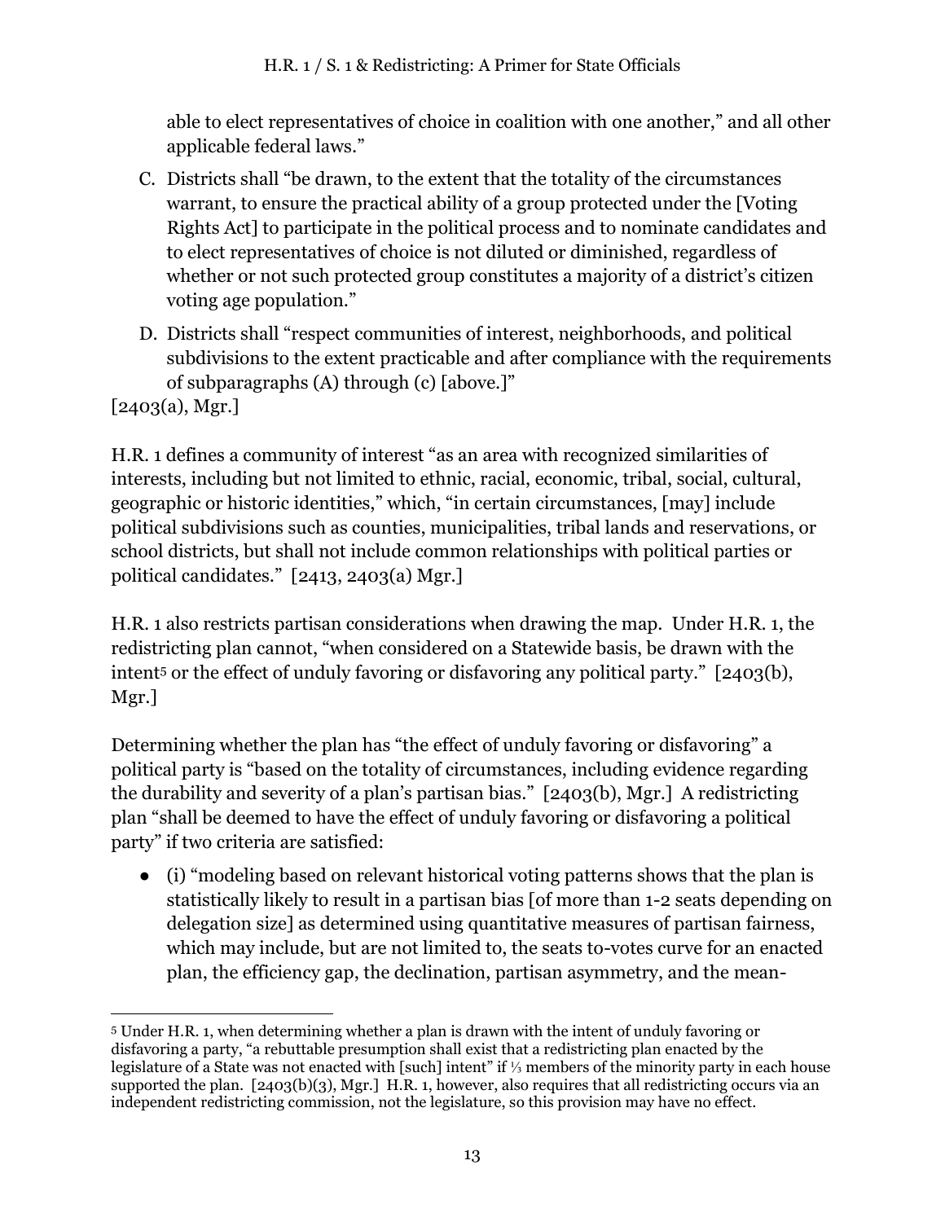able to elect representatives of choice in coalition with one another," and all other applicable federal laws."

C. Districts shall "be drawn, to the extent that the totality of the circumstances warrant, to ensure the practical ability of a group protected under the [Voting Rights Act] to participate in the political process and to nominate candidates and to elect representatives of choice is not diluted or diminished, regardless of whether or not such protected group constitutes a majority of a district's citizen voting age population."

D. Districts shall "respect communities of interest, neighborhoods, and political subdivisions to the extent practicable and after compliance with the requirements of subparagraphs (A) through (c) [above.]"

[2403(a), Mgr.]

H.R. 1 defines a community of interest "as an area with recognized similarities of interests, including but not limited to ethnic, racial, economic, tribal, social, cultural, geographic or historic identities," which, "in certain circumstances, [may] include political subdivisions such as counties, municipalities, tribal lands and reservations, or school districts, but shall not include common relationships with political parties or political candidates." [2413, 2403(a) Mgr.]

H.R. 1 also restricts partisan considerations when drawing the map. Under H.R. 1, the redistricting plan cannot, "when considered on a Statewide basis, be drawn with the intent[5] or the effect of unduly favoring or disfavoring any political party." [2403(b), Mgr.]

Determining whether the plan has "the effect of unduly favoring or disfavoring" a political party is "based on the totality of circumstances, including evidence regarding the durability and severity of a plan's partisan bias." [2403(b), Mgr.] A redistricting plan "shall be deemed to have the effect of unduly favoring or disfavoring a political party" if two criteria are satisfied:

- (i) "modeling based on relevant historical voting patterns shows that the plan is statistically likely to result in a partisan bias [of more than 1-2 seats depending on delegation size] as determined using quantitative measures of partisan fairness, which may include, but are not limited to, the seats to-votes curve for an enacted plan, the efficiency gap, the declination, partisan asymmetry, and the mean-

---

[5] Under H.R. 1, when determining whether a plan is drawn with the intent of unduly favoring or disfavoring a party, "a rebuttable presumption shall exist that a redistricting plan enacted by the legislature of a State was not enacted with [such] intent" if ⅓ members of the minority party in each house supported the plan. [2403(b)(3), Mgr.] H.R. 1, however, also requires that all redistricting occurs via an independent redistricting commission, not the legislature, so this provision may have no effect.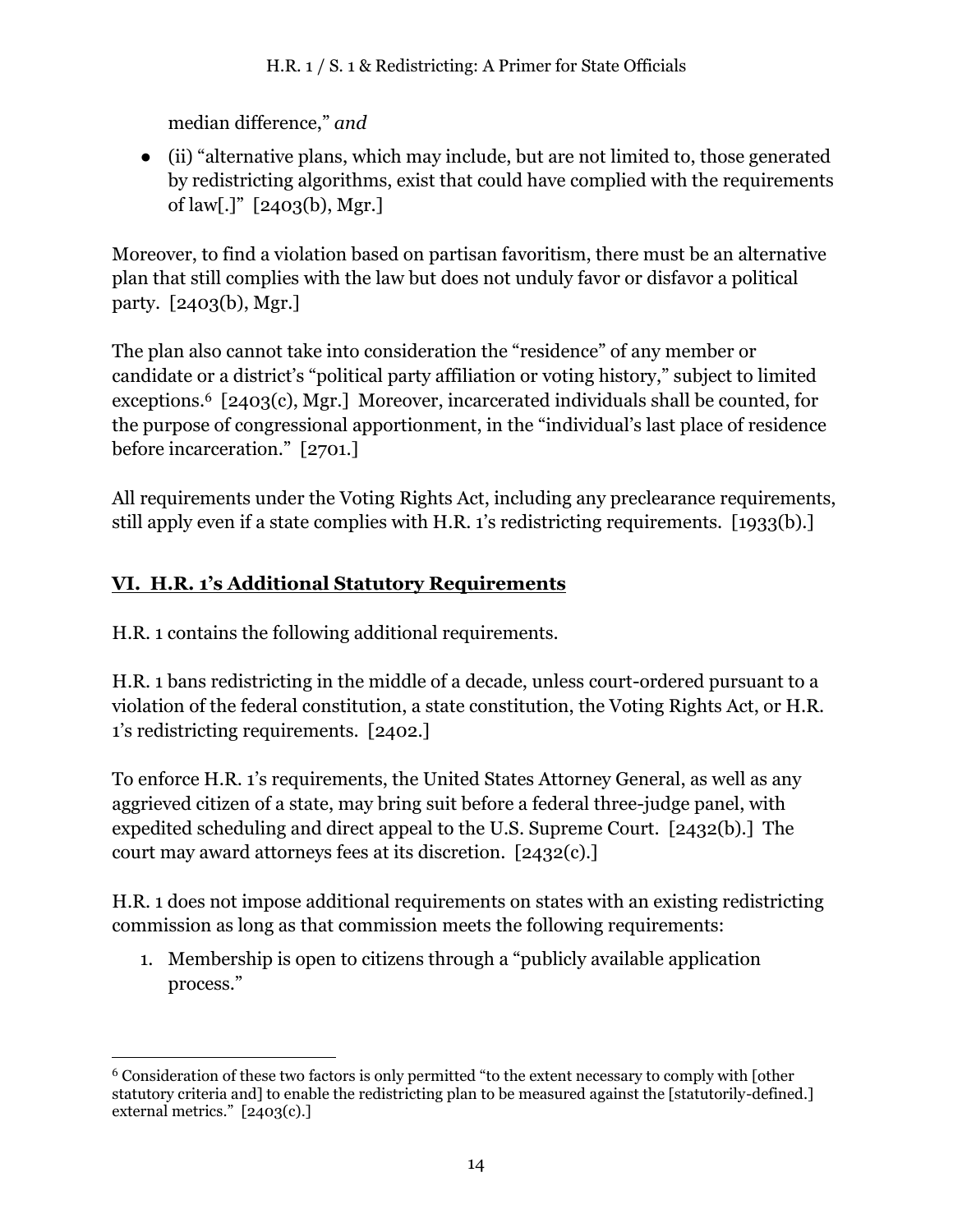median difference," *and*

- (ii) "alternative plans, which may include, but are not limited to, those generated by redistricting algorithms, exist that could have complied with the requirements of law[.]" [2403(b), Mgr.]

Moreover, to find a violation based on partisan favoritism, there must be an alternative plan that still complies with the law but does not unduly favor or disfavor a political party. [2403(b), Mgr.]

The plan also cannot take into consideration the "residence" of any member or candidate or a district's "political party affiliation or voting history," subject to limited exceptions.[6] [2403(c), Mgr.] Moreover, incarcerated individuals shall be counted, for the purpose of congressional apportionment, in the "individual's last place of residence before incarceration." [2701.]

All requirements under the Voting Rights Act, including any preclearance requirements, still apply even if a state complies with H.R. 1's redistricting requirements. [1933(b).]

## VI. H.R. 1's Additional Statutory Requirements

H.R. 1 contains the following additional requirements.

H.R. 1 bans redistricting in the middle of a decade, unless court-ordered pursuant to a violation of the federal constitution, a state constitution, the Voting Rights Act, or H.R. 1's redistricting requirements. [2402.]

To enforce H.R. 1's requirements, the United States Attorney General, as well as any aggrieved citizen of a state, may bring suit before a federal three-judge panel, with expedited scheduling and direct appeal to the U.S. Supreme Court. [2432(b).] The court may award attorneys fees at its discretion. [2432(c).]

H.R. 1 does not impose additional requirements on states with an existing redistricting commission as long as that commission meets the following requirements:

1. Membership is open to citizens through a "publicly available application process."

---

[6] Consideration of these two factors is only permitted "to the extent necessary to comply with [other statutory criteria and] to enable the redistricting plan to be measured against the [statutorily-defined.] external metrics." [2403(c).]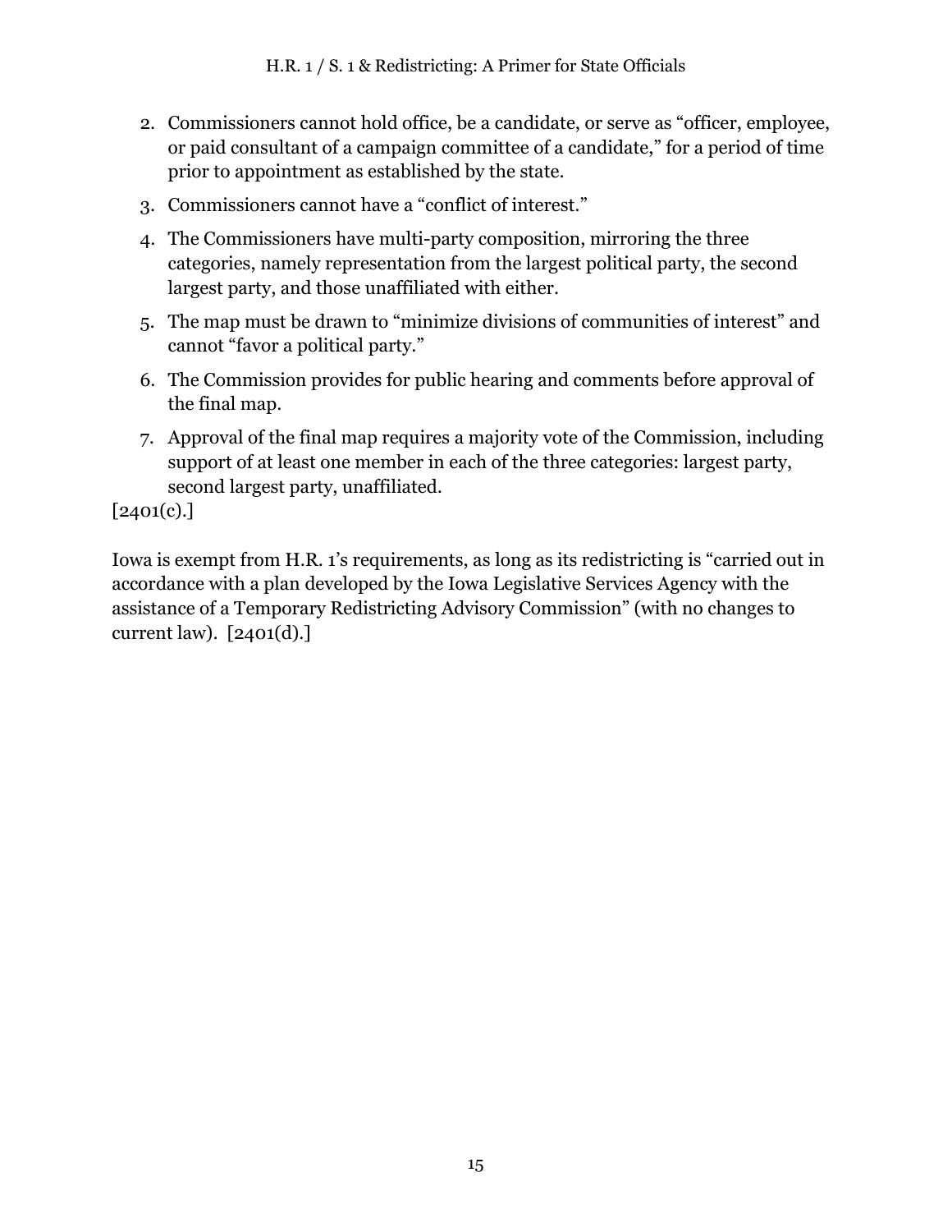2. Commissioners cannot hold office, be a candidate, or serve as “officer, employee, or paid consultant of a campaign committee of a candidate,” for a period of time prior to appointment as established by the state.
3. Commissioners cannot have a “conflict of interest.”
4. The Commissioners have multi-party composition, mirroring the three categories, namely representation from the largest political party, the second largest party, and those unaffiliated with either.
5. The map must be drawn to “minimize divisions of communities of interest” and cannot “favor a political party.”
6. The Commission provides for public hearing and comments before approval of the final map.
7. Approval of the final map requires a majority vote of the Commission, including support of at least one member in each of the three categories: largest party, second largest party, unaffiliated.

[2401(c).]

Iowa is exempt from H.R. 1’s requirements, as long as its redistricting is “carried out in accordance with a plan developed by the Iowa Legislative Services Agency with the assistance of a Temporary Redistricting Advisory Commission” (with no changes to current law). [2401(d).]